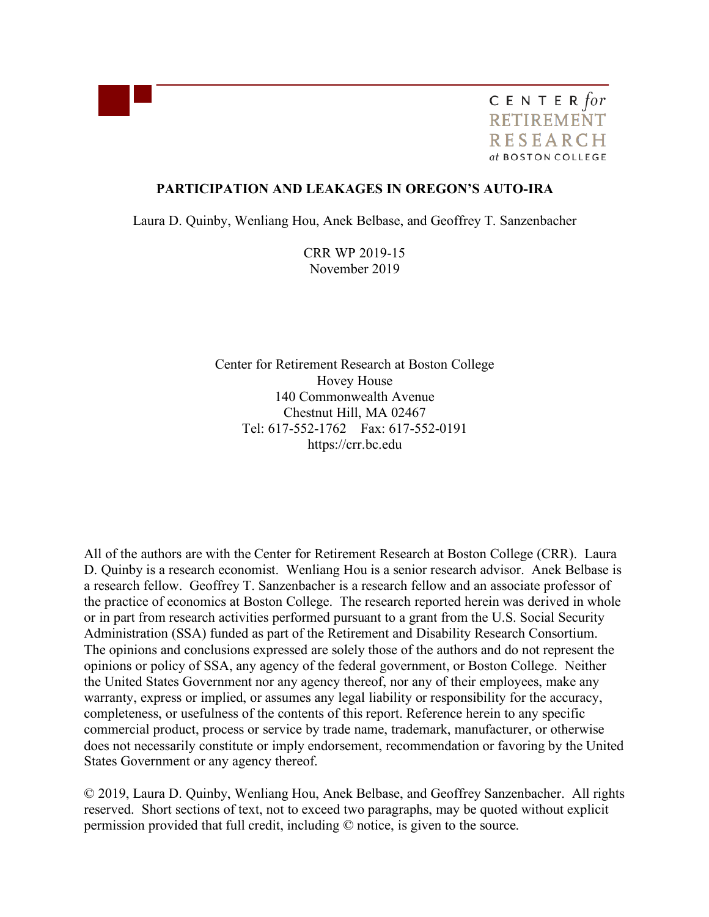CENTER *for* RETIREMENT RESEARCH *at* BOSTON COLLEGE

# PARTICIPATION AND LEAKAGES IN OREGON'S AUTO-IRA

Laura D. Quinby, Wenliang Hou, Anek Belbase, and Geoffrey T. Sanzenbacher

CRR WP 2019-15
November 2019

Center for Retirement Research at Boston College
Hovey House
140 Commonwealth Avenue
Chestnut Hill, MA 02467
Tel: 617-552-1762  Fax: 617-552-0191
https://crr.bc.edu

All of the authors are with the Center for Retirement Research at Boston College (CRR). Laura D. Quinby is a research economist. Wenliang Hou is a senior research advisor. Anek Belbase is a research fellow. Geoffrey T. Sanzenbacher is a research fellow and an associate professor of the practice of economics at Boston College. The research reported herein was derived in whole or in part from research activities performed pursuant to a grant from the U.S. Social Security Administration (SSA) funded as part of the Retirement and Disability Research Consortium. The opinions and conclusions expressed are solely those of the authors and do not represent the opinions or policy of SSA, any agency of the federal government, or Boston College. Neither the United States Government nor any agency thereof, nor any of their employees, make any warranty, express or implied, or assumes any legal liability or responsibility for the accuracy, completeness, or usefulness of the contents of this report. Reference herein to any specific commercial product, process or service by trade name, trademark, manufacturer, or otherwise does not necessarily constitute or imply endorsement, recommendation or favoring by the United States Government or any agency thereof.

© 2019, Laura D. Quinby, Wenliang Hou, Anek Belbase, and Geoffrey Sanzenbacher. All rights reserved. Short sections of text, not to exceed two paragraphs, may be quoted without explicit permission provided that full credit, including © notice, is given to the source.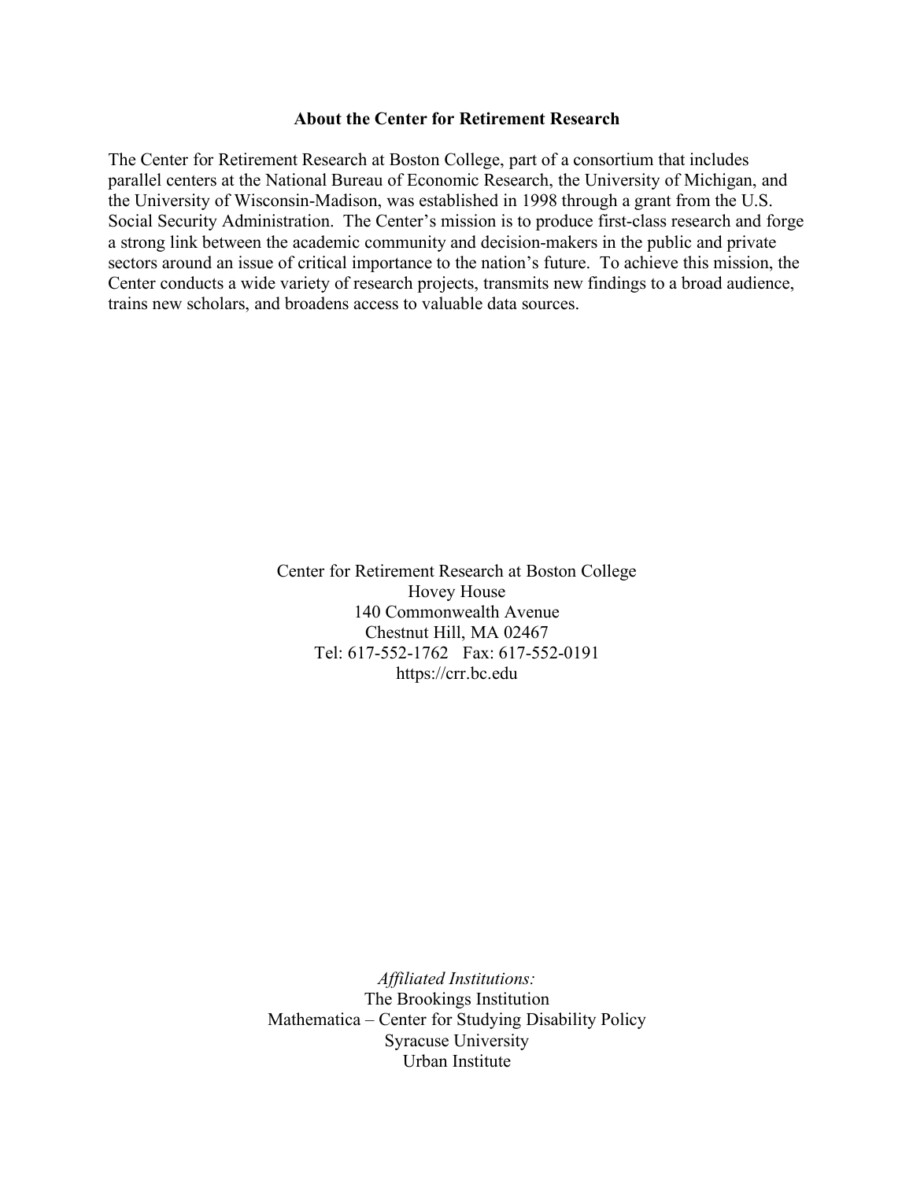**About the Center for Retirement Research**

The Center for Retirement Research at Boston College, part of a consortium that includes parallel centers at the National Bureau of Economic Research, the University of Michigan, and the University of Wisconsin-Madison, was established in 1998 through a grant from the U.S. Social Security Administration. The Center's mission is to produce first-class research and forge a strong link between the academic community and decision-makers in the public and private sectors around an issue of critical importance to the nation's future. To achieve this mission, the Center conducts a wide variety of research projects, transmits new findings to a broad audience, trains new scholars, and broadens access to valuable data sources.

Center for Retirement Research at Boston College
Hovey House
140 Commonwealth Avenue
Chestnut Hill, MA 02467
Tel: 617-552-1762 Fax: 617-552-0191
https://crr.bc.edu

*Affiliated Institutions:*
The Brookings Institution
Mathematica – Center for Studying Disability Policy
Syracuse University
Urban Institute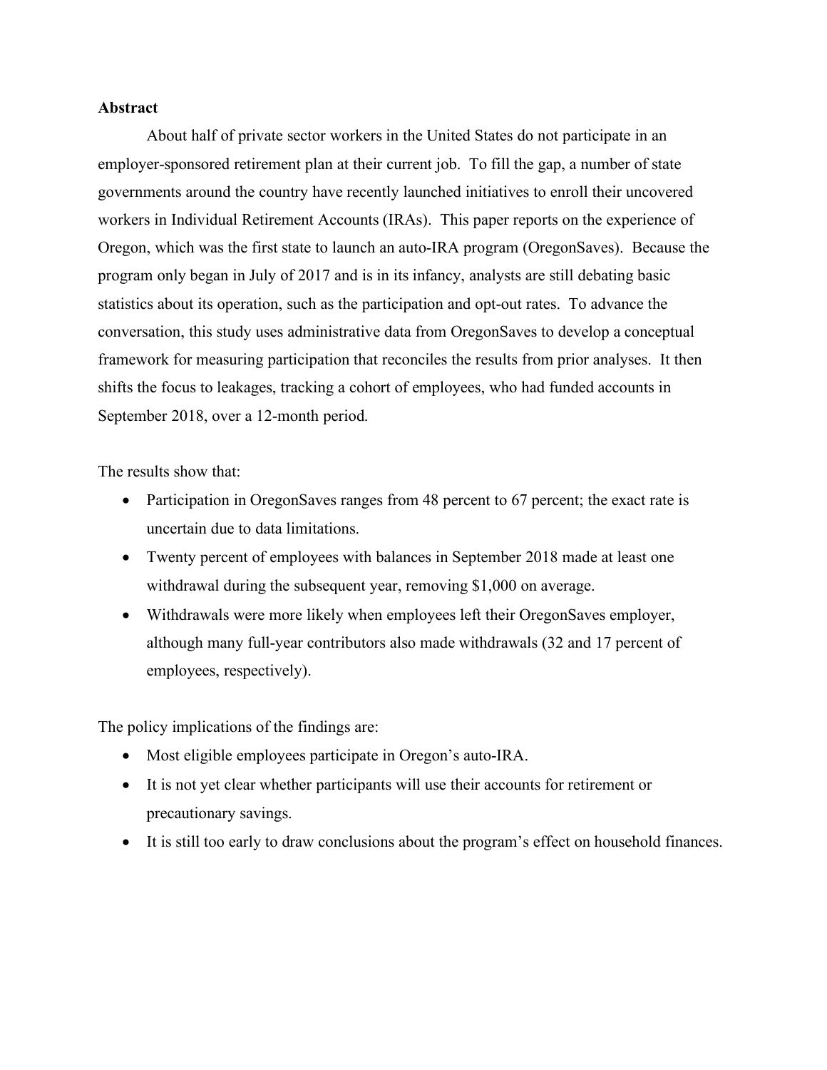**Abstract**

About half of private sector workers in the United States do not participate in an employer-sponsored retirement plan at their current job. To fill the gap, a number of state governments around the country have recently launched initiatives to enroll their uncovered workers in Individual Retirement Accounts (IRAs). This paper reports on the experience of Oregon, which was the first state to launch an auto-IRA program (OregonSaves). Because the program only began in July of 2017 and is in its infancy, analysts are still debating basic statistics about its operation, such as the participation and opt-out rates. To advance the conversation, this study uses administrative data from OregonSaves to develop a conceptual framework for measuring participation that reconciles the results from prior analyses. It then shifts the focus to leakages, tracking a cohort of employees, who had funded accounts in September 2018, over a 12-month period.

The results show that:

- Participation in OregonSaves ranges from 48 percent to 67 percent; the exact rate is uncertain due to data limitations.
- Twenty percent of employees with balances in September 2018 made at least one withdrawal during the subsequent year, removing $1,000 on average.
- Withdrawals were more likely when employees left their OregonSaves employer, although many full-year contributors also made withdrawals (32 and 17 percent of employees, respectively).

The policy implications of the findings are:

- Most eligible employees participate in Oregon's auto-IRA.
- It is not yet clear whether participants will use their accounts for retirement or precautionary savings.
- It is still too early to draw conclusions about the program's effect on household finances.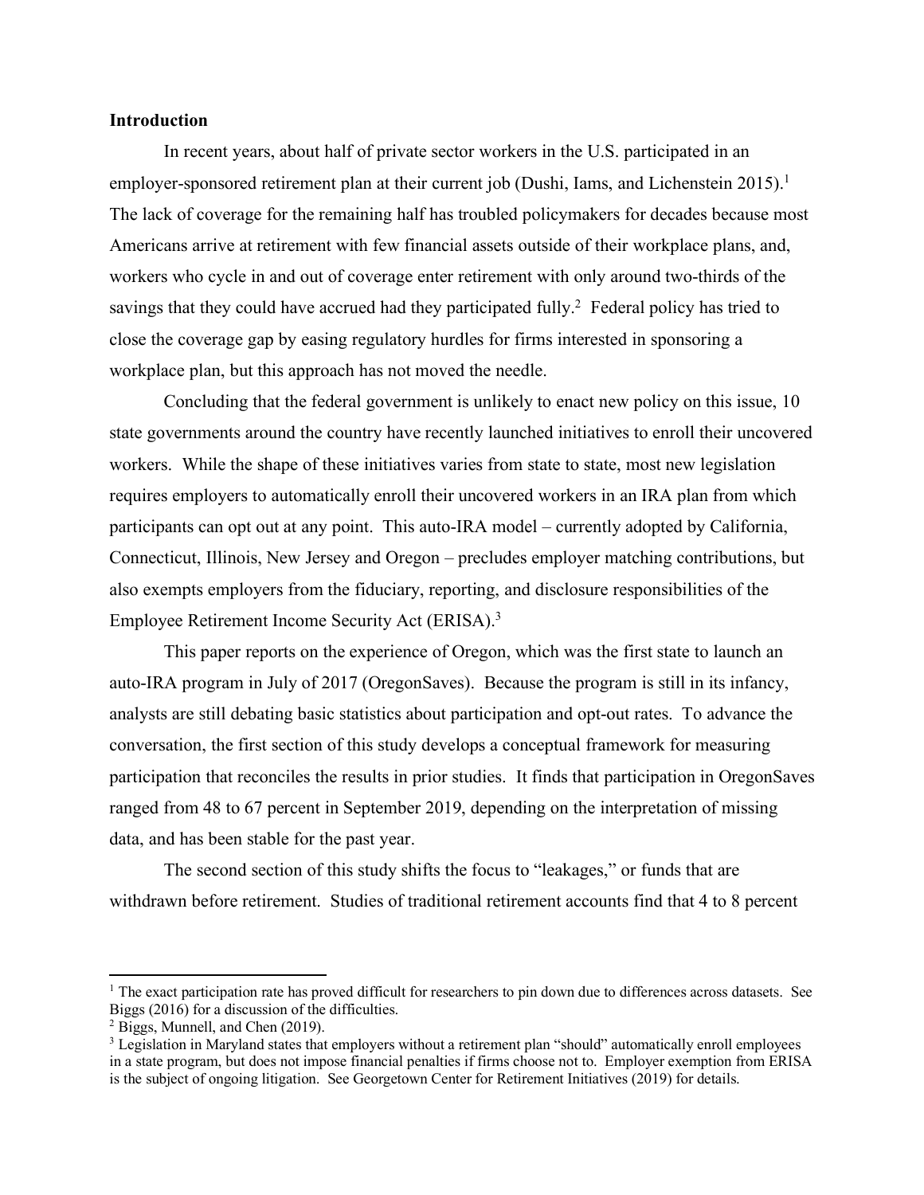## Introduction

In recent years, about half of private sector workers in the U.S. participated in an employer-sponsored retirement plan at their current job (Dushi, Iams, and Lichenstein 2015).[1] The lack of coverage for the remaining half has troubled policymakers for decades because most Americans arrive at retirement with few financial assets outside of their workplace plans, and, workers who cycle in and out of coverage enter retirement with only around two-thirds of the savings that they could have accrued had they participated fully.[2] Federal policy has tried to close the coverage gap by easing regulatory hurdles for firms interested in sponsoring a workplace plan, but this approach has not moved the needle.

Concluding that the federal government is unlikely to enact new policy on this issue, 10 state governments around the country have recently launched initiatives to enroll their uncovered workers. While the shape of these initiatives varies from state to state, most new legislation requires employers to automatically enroll their uncovered workers in an IRA plan from which participants can opt out at any point. This auto-IRA model – currently adopted by California, Connecticut, Illinois, New Jersey and Oregon – precludes employer matching contributions, but also exempts employers from the fiduciary, reporting, and disclosure responsibilities of the Employee Retirement Income Security Act (ERISA).[3]

This paper reports on the experience of Oregon, which was the first state to launch an auto-IRA program in July of 2017 (OregonSaves). Because the program is still in its infancy, analysts are still debating basic statistics about participation and opt-out rates. To advance the conversation, the first section of this study develops a conceptual framework for measuring participation that reconciles the results in prior studies. It finds that participation in OregonSaves ranged from 48 to 67 percent in September 2019, depending on the interpretation of missing data, and has been stable for the past year.

The second section of this study shifts the focus to "leakages," or funds that are withdrawn before retirement. Studies of traditional retirement accounts find that 4 to 8 percent

---

[1] The exact participation rate has proved difficult for researchers to pin down due to differences across datasets. See Biggs (2016) for a discussion of the difficulties.

[2] Biggs, Munnell, and Chen (2019).

[3] Legislation in Maryland states that employers without a retirement plan "should" automatically enroll employees in a state program, but does not impose financial penalties if firms choose not to. Employer exemption from ERISA is the subject of ongoing litigation. See Georgetown Center for Retirement Initiatives (2019) for details.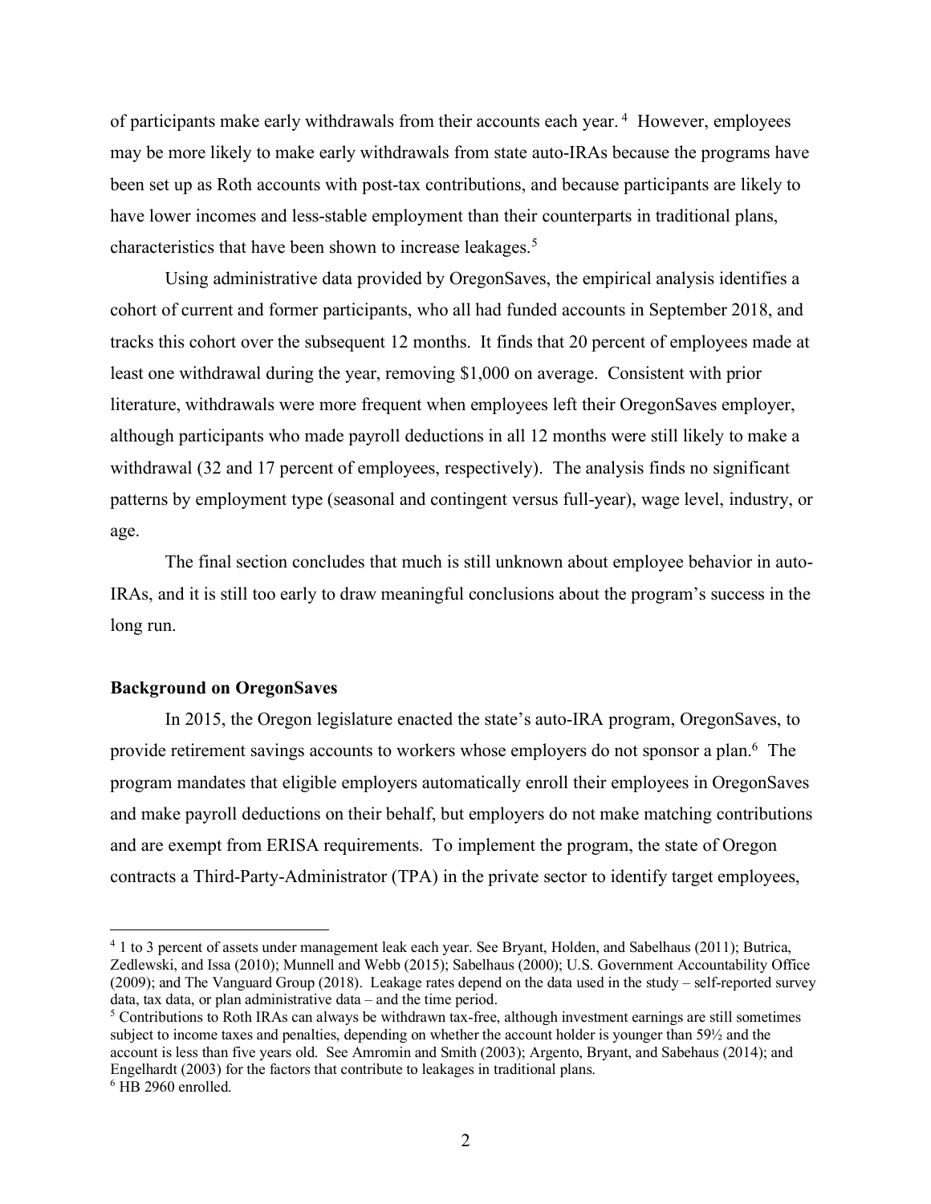of participants make early withdrawals from their accounts each year.[4] However, employees may be more likely to make early withdrawals from state auto-IRAs because the programs have been set up as Roth accounts with post-tax contributions, and because participants are likely to have lower incomes and less-stable employment than their counterparts in traditional plans, characteristics that have been shown to increase leakages.[5]

Using administrative data provided by OregonSaves, the empirical analysis identifies a cohort of current and former participants, who all had funded accounts in September 2018, and tracks this cohort over the subsequent 12 months. It finds that 20 percent of employees made at least one withdrawal during the year, removing $1,000 on average. Consistent with prior literature, withdrawals were more frequent when employees left their OregonSaves employer, although participants who made payroll deductions in all 12 months were still likely to make a withdrawal (32 and 17 percent of employees, respectively). The analysis finds no significant patterns by employment type (seasonal and contingent versus full-year), wage level, industry, or age.

The final section concludes that much is still unknown about employee behavior in auto-IRAs, and it is still too early to draw meaningful conclusions about the program's success in the long run.

**Background on OregonSaves**

In 2015, the Oregon legislature enacted the state's auto-IRA program, OregonSaves, to provide retirement savings accounts to workers whose employers do not sponsor a plan.[6] The program mandates that eligible employers automatically enroll their employees in OregonSaves and make payroll deductions on their behalf, but employers do not make matching contributions and are exempt from ERISA requirements. To implement the program, the state of Oregon contracts a Third-Party-Administrator (TPA) in the private sector to identify target employees,

---

[4] 1 to 3 percent of assets under management leak each year. See Bryant, Holden, and Sabelhaus (2011); Butrica, Zedlewski, and Issa (2010); Munnell and Webb (2015); Sabelhaus (2000); U.S. Government Accountability Office (2009); and The Vanguard Group (2018). Leakage rates depend on the data used in the study – self-reported survey data, tax data, or plan administrative data – and the time period.

[5] Contributions to Roth IRAs can always be withdrawn tax-free, although investment earnings are still sometimes subject to income taxes and penalties, depending on whether the account holder is younger than 59½ and the account is less than five years old. See Amromin and Smith (2003); Argento, Bryant, and Sabehaus (2014); and Engelhardt (2003) for the factors that contribute to leakages in traditional plans.

[6] HB 2960 enrolled.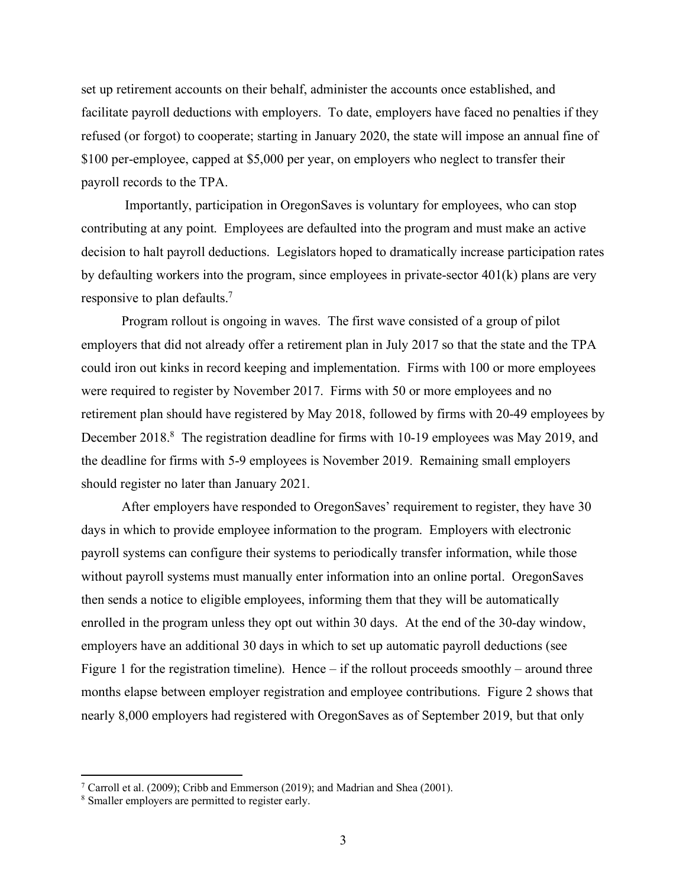set up retirement accounts on their behalf, administer the accounts once established, and facilitate payroll deductions with employers. To date, employers have faced no penalties if they refused (or forgot) to cooperate; starting in January 2020, the state will impose an annual fine of $100 per-employee, capped at $5,000 per year, on employers who neglect to transfer their payroll records to the TPA.

Importantly, participation in OregonSaves is voluntary for employees, who can stop contributing at any point. Employees are defaulted into the program and must make an active decision to halt payroll deductions. Legislators hoped to dramatically increase participation rates by defaulting workers into the program, since employees in private-sector 401(k) plans are very responsive to plan defaults.[7]

Program rollout is ongoing in waves. The first wave consisted of a group of pilot employers that did not already offer a retirement plan in July 2017 so that the state and the TPA could iron out kinks in record keeping and implementation. Firms with 100 or more employees were required to register by November 2017. Firms with 50 or more employees and no retirement plan should have registered by May 2018, followed by firms with 20-49 employees by December 2018.[8] The registration deadline for firms with 10-19 employees was May 2019, and the deadline for firms with 5-9 employees is November 2019. Remaining small employers should register no later than January 2021.

After employers have responded to OregonSaves' requirement to register, they have 30 days in which to provide employee information to the program. Employers with electronic payroll systems can configure their systems to periodically transfer information, while those without payroll systems must manually enter information into an online portal. OregonSaves then sends a notice to eligible employees, informing them that they will be automatically enrolled in the program unless they opt out within 30 days. At the end of the 30-day window, employers have an additional 30 days in which to set up automatic payroll deductions (see Figure 1 for the registration timeline). Hence – if the rollout proceeds smoothly – around three months elapse between employer registration and employee contributions. Figure 2 shows that nearly 8,000 employers had registered with OregonSaves as of September 2019, but that only

[7] Carroll et al. (2009); Cribb and Emmerson (2019); and Madrian and Shea (2001).

[8] Smaller employers are permitted to register early.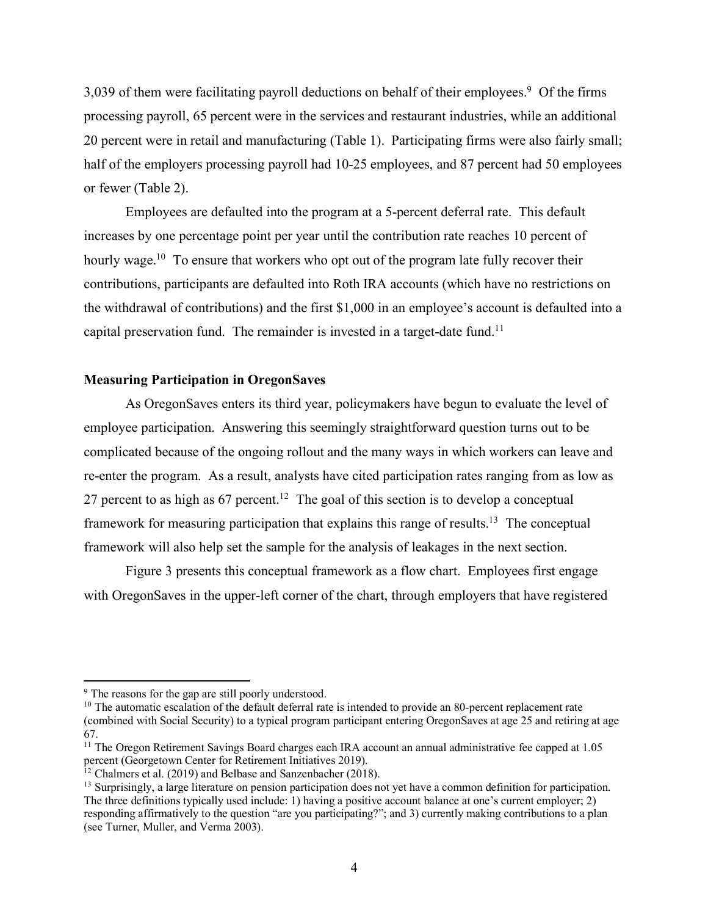3,039 of them were facilitating payroll deductions on behalf of their employees.[9] Of the firms processing payroll, 65 percent were in the services and restaurant industries, while an additional 20 percent were in retail and manufacturing (Table 1). Participating firms were also fairly small; half of the employers processing payroll had 10-25 employees, and 87 percent had 50 employees or fewer (Table 2).

Employees are defaulted into the program at a 5-percent deferral rate. This default increases by one percentage point per year until the contribution rate reaches 10 percent of hourly wage.[10] To ensure that workers who opt out of the program late fully recover their contributions, participants are defaulted into Roth IRA accounts (which have no restrictions on the withdrawal of contributions) and the first $1,000 in an employee's account is defaulted into a capital preservation fund. The remainder is invested in a target-date fund.[11]

**Measuring Participation in OregonSaves**

As OregonSaves enters its third year, policymakers have begun to evaluate the level of employee participation. Answering this seemingly straightforward question turns out to be complicated because of the ongoing rollout and the many ways in which workers can leave and re-enter the program. As a result, analysts have cited participation rates ranging from as low as 27 percent to as high as 67 percent.[12] The goal of this section is to develop a conceptual framework for measuring participation that explains this range of results.[13] The conceptual framework will also help set the sample for the analysis of leakages in the next section.

Figure 3 presents this conceptual framework as a flow chart. Employees first engage with OregonSaves in the upper-left corner of the chart, through employers that have registered

---

[9] The reasons for the gap are still poorly understood.

[10] The automatic escalation of the default deferral rate is intended to provide an 80-percent replacement rate (combined with Social Security) to a typical program participant entering OregonSaves at age 25 and retiring at age 67.

[11] The Oregon Retirement Savings Board charges each IRA account an annual administrative fee capped at 1.05 percent (Georgetown Center for Retirement Initiatives 2019).

[12] Chalmers et al. (2019) and Belbase and Sanzenbacher (2018).

[13] Surprisingly, a large literature on pension participation does not yet have a common definition for participation. The three definitions typically used include: 1) having a positive account balance at one's current employer; 2) responding affirmatively to the question "are you participating?"; and 3) currently making contributions to a plan (see Turner, Muller, and Verma 2003).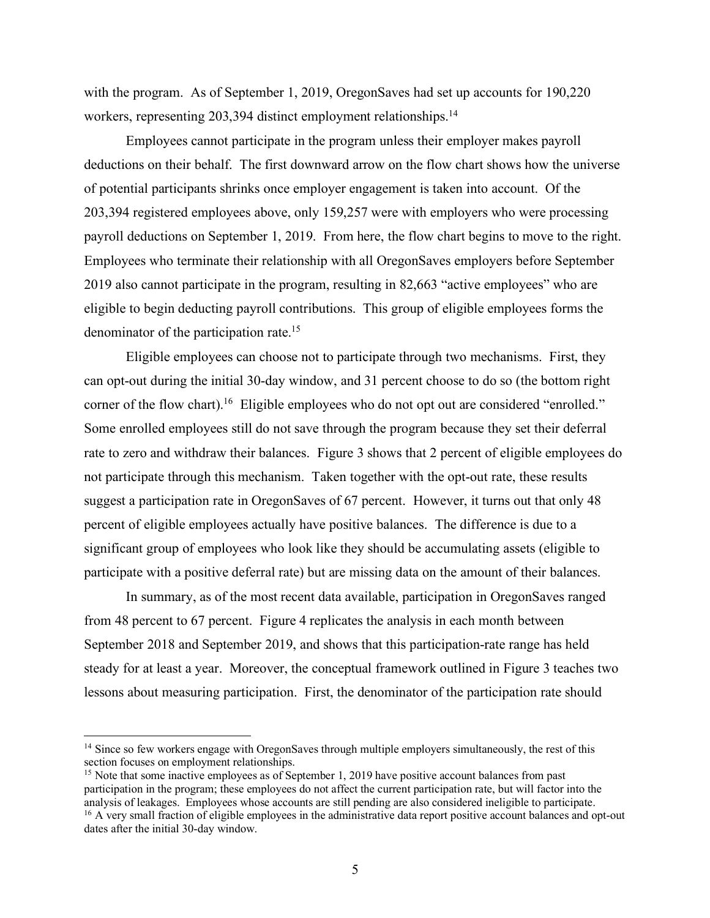with the program. As of September 1, 2019, OregonSaves had set up accounts for 190,220 workers, representing 203,394 distinct employment relationships.[14]

Employees cannot participate in the program unless their employer makes payroll deductions on their behalf. The first downward arrow on the flow chart shows how the universe of potential participants shrinks once employer engagement is taken into account. Of the 203,394 registered employees above, only 159,257 were with employers who were processing payroll deductions on September 1, 2019. From here, the flow chart begins to move to the right. Employees who terminate their relationship with all OregonSaves employers before September 2019 also cannot participate in the program, resulting in 82,663 "active employees" who are eligible to begin deducting payroll contributions. This group of eligible employees forms the denominator of the participation rate.[15]

Eligible employees can choose not to participate through two mechanisms. First, they can opt-out during the initial 30-day window, and 31 percent choose to do so (the bottom right corner of the flow chart).[16] Eligible employees who do not opt out are considered "enrolled." Some enrolled employees still do not save through the program because they set their deferral rate to zero and withdraw their balances. Figure 3 shows that 2 percent of eligible employees do not participate through this mechanism. Taken together with the opt-out rate, these results suggest a participation rate in OregonSaves of 67 percent. However, it turns out that only 48 percent of eligible employees actually have positive balances. The difference is due to a significant group of employees who look like they should be accumulating assets (eligible to participate with a positive deferral rate) but are missing data on the amount of their balances.

In summary, as of the most recent data available, participation in OregonSaves ranged from 48 percent to 67 percent. Figure 4 replicates the analysis in each month between September 2018 and September 2019, and shows that this participation-rate range has held steady for at least a year. Moreover, the conceptual framework outlined in Figure 3 teaches two lessons about measuring participation. First, the denominator of the participation rate should

---

[14] Since so few workers engage with OregonSaves through multiple employers simultaneously, the rest of this section focuses on employment relationships.

[15] Note that some inactive employees as of September 1, 2019 have positive account balances from past participation in the program; these employees do not affect the current participation rate, but will factor into the analysis of leakages. Employees whose accounts are still pending are also considered ineligible to participate.

[16] A very small fraction of eligible employees in the administrative data report positive account balances and opt-out dates after the initial 30-day window.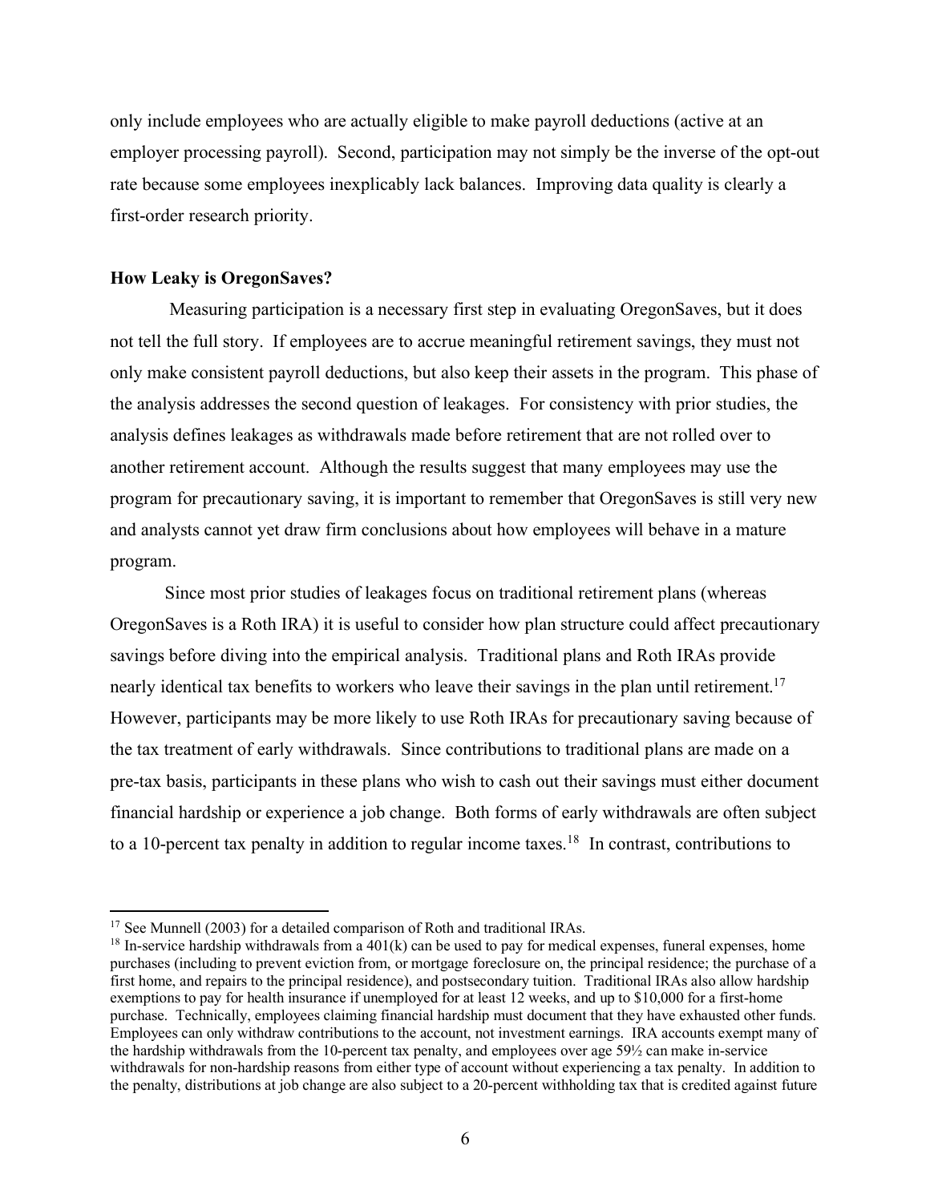only include employees who are actually eligible to make payroll deductions (active at an employer processing payroll). Second, participation may not simply be the inverse of the opt-out rate because some employees inexplicably lack balances. Improving data quality is clearly a first-order research priority.

**How Leaky is OregonSaves?**

Measuring participation is a necessary first step in evaluating OregonSaves, but it does not tell the full story. If employees are to accrue meaningful retirement savings, they must not only make consistent payroll deductions, but also keep their assets in the program. This phase of the analysis addresses the second question of leakages. For consistency with prior studies, the analysis defines leakages as withdrawals made before retirement that are not rolled over to another retirement account. Although the results suggest that many employees may use the program for precautionary saving, it is important to remember that OregonSaves is still very new and analysts cannot yet draw firm conclusions about how employees will behave in a mature program.

Since most prior studies of leakages focus on traditional retirement plans (whereas OregonSaves is a Roth IRA) it is useful to consider how plan structure could affect precautionary savings before diving into the empirical analysis. Traditional plans and Roth IRAs provide nearly identical tax benefits to workers who leave their savings in the plan until retirement.[17] However, participants may be more likely to use Roth IRAs for precautionary saving because of the tax treatment of early withdrawals. Since contributions to traditional plans are made on a pre-tax basis, participants in these plans who wish to cash out their savings must either document financial hardship or experience a job change. Both forms of early withdrawals are often subject to a 10-percent tax penalty in addition to regular income taxes.[18] In contrast, contributions to

[17] See Munnell (2003) for a detailed comparison of Roth and traditional IRAs.

[18] In-service hardship withdrawals from a 401(k) can be used to pay for medical expenses, funeral expenses, home purchases (including to prevent eviction from, or mortgage foreclosure on, the principal residence; the purchase of a first home, and repairs to the principal residence), and postsecondary tuition. Traditional IRAs also allow hardship exemptions to pay for health insurance if unemployed for at least 12 weeks, and up to $10,000 for a first-home purchase. Technically, employees claiming financial hardship must document that they have exhausted other funds. Employees can only withdraw contributions to the account, not investment earnings. IRA accounts exempt many of the hardship withdrawals from the 10-percent tax penalty, and employees over age 59½ can make in-service withdrawals for non-hardship reasons from either type of account without experiencing a tax penalty. In addition to the penalty, distributions at job change are also subject to a 20-percent withholding tax that is credited against future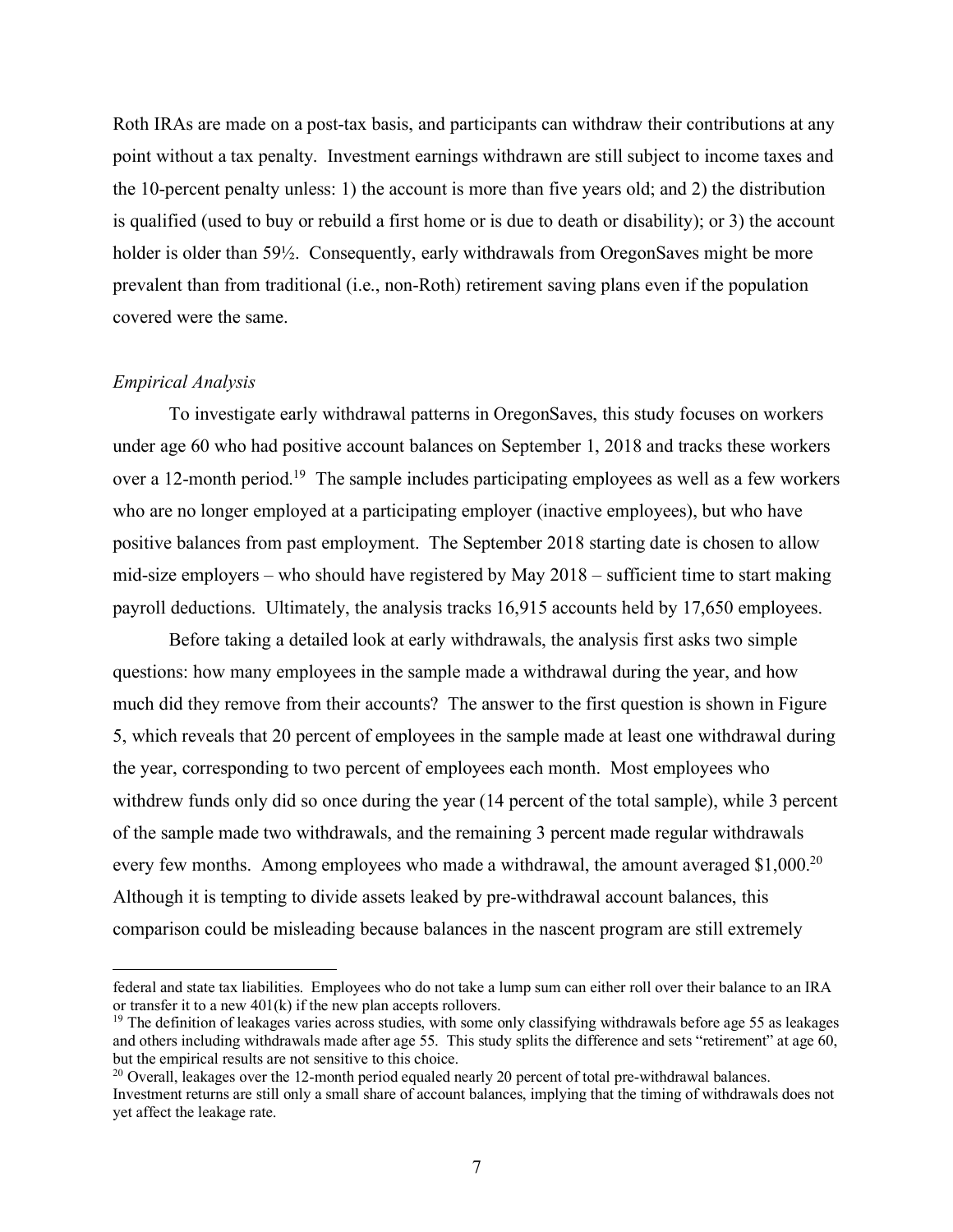Roth IRAs are made on a post-tax basis, and participants can withdraw their contributions at any point without a tax penalty. Investment earnings withdrawn are still subject to income taxes and the 10-percent penalty unless: 1) the account is more than five years old; and 2) the distribution is qualified (used to buy or rebuild a first home or is due to death or disability); or 3) the account holder is older than 59½. Consequently, early withdrawals from OregonSaves might be more prevalent than from traditional (i.e., non-Roth) retirement saving plans even if the population covered were the same.

*Empirical Analysis*

To investigate early withdrawal patterns in OregonSaves, this study focuses on workers under age 60 who had positive account balances on September 1, 2018 and tracks these workers over a 12-month period.[19] The sample includes participating employees as well as a few workers who are no longer employed at a participating employer (inactive employees), but who have positive balances from past employment. The September 2018 starting date is chosen to allow mid-size employers – who should have registered by May 2018 – sufficient time to start making payroll deductions. Ultimately, the analysis tracks 16,915 accounts held by 17,650 employees.

Before taking a detailed look at early withdrawals, the analysis first asks two simple questions: how many employees in the sample made a withdrawal during the year, and how much did they remove from their accounts? The answer to the first question is shown in Figure 5, which reveals that 20 percent of employees in the sample made at least one withdrawal during the year, corresponding to two percent of employees each month. Most employees who withdrew funds only did so once during the year (14 percent of the total sample), while 3 percent of the sample made two withdrawals, and the remaining 3 percent made regular withdrawals every few months. Among employees who made a withdrawal, the amount averaged $1,000.[20] Although it is tempting to divide assets leaked by pre-withdrawal account balances, this comparison could be misleading because balances in the nascent program are still extremely

---

federal and state tax liabilities. Employees who do not take a lump sum can either roll over their balance to an IRA or transfer it to a new 401(k) if the new plan accepts rollovers.

[19] The definition of leakages varies across studies, with some only classifying withdrawals before age 55 as leakages and others including withdrawals made after age 55. This study splits the difference and sets "retirement" at age 60, but the empirical results are not sensitive to this choice.

[20] Overall, leakages over the 12-month period equaled nearly 20 percent of total pre-withdrawal balances. Investment returns are still only a small share of account balances, implying that the timing of withdrawals does not yet affect the leakage rate.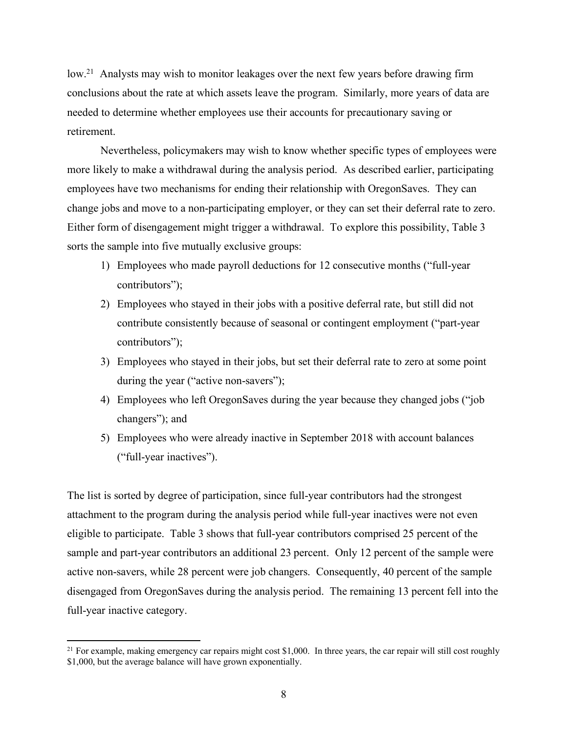low.[21] Analysts may wish to monitor leakages over the next few years before drawing firm conclusions about the rate at which assets leave the program. Similarly, more years of data are needed to determine whether employees use their accounts for precautionary saving or retirement.

Nevertheless, policymakers may wish to know whether specific types of employees were more likely to make a withdrawal during the analysis period. As described earlier, participating employees have two mechanisms for ending their relationship with OregonSaves. They can change jobs and move to a non-participating employer, or they can set their deferral rate to zero. Either form of disengagement might trigger a withdrawal. To explore this possibility, Table 3 sorts the sample into five mutually exclusive groups:

1) Employees who made payroll deductions for 12 consecutive months ("full-year contributors");
2) Employees who stayed in their jobs with a positive deferral rate, but still did not contribute consistently because of seasonal or contingent employment ("part-year contributors");
3) Employees who stayed in their jobs, but set their deferral rate to zero at some point during the year ("active non-savers");
4) Employees who left OregonSaves during the year because they changed jobs ("job changers"); and
5) Employees who were already inactive in September 2018 with account balances ("full-year inactives").

The list is sorted by degree of participation, since full-year contributors had the strongest attachment to the program during the analysis period while full-year inactives were not even eligible to participate. Table 3 shows that full-year contributors comprised 25 percent of the sample and part-year contributors an additional 23 percent. Only 12 percent of the sample were active non-savers, while 28 percent were job changers. Consequently, 40 percent of the sample disengaged from OregonSaves during the analysis period. The remaining 13 percent fell into the full-year inactive category.

[21] For example, making emergency car repairs might cost $1,000. In three years, the car repair will still cost roughly $1,000, but the average balance will have grown exponentially.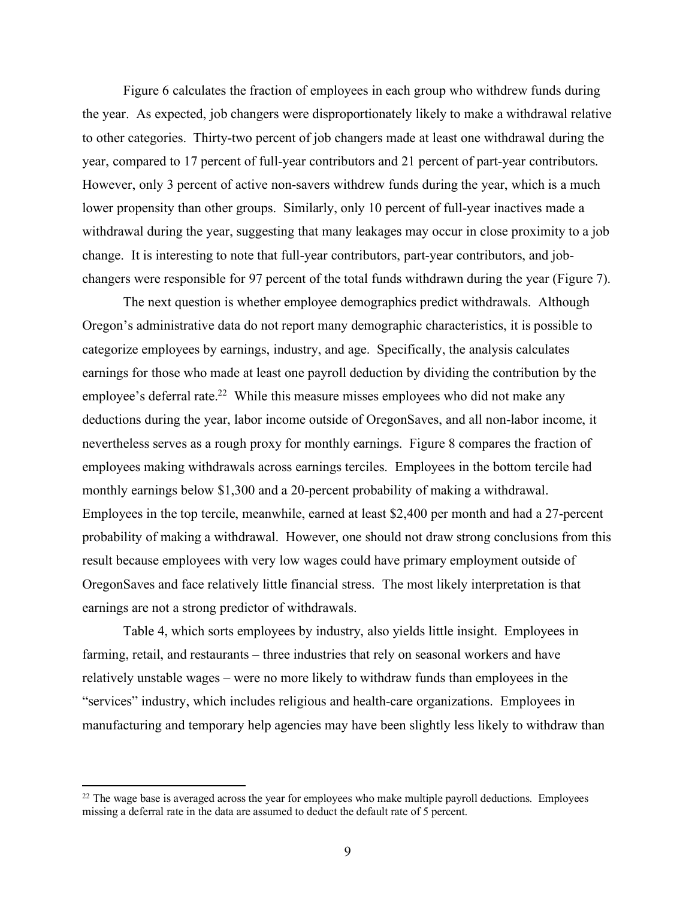Figure 6 calculates the fraction of employees in each group who withdrew funds during the year. As expected, job changers were disproportionately likely to make a withdrawal relative to other categories. Thirty-two percent of job changers made at least one withdrawal during the year, compared to 17 percent of full-year contributors and 21 percent of part-year contributors. However, only 3 percent of active non-savers withdrew funds during the year, which is a much lower propensity than other groups. Similarly, only 10 percent of full-year inactives made a withdrawal during the year, suggesting that many leakages may occur in close proximity to a job change. It is interesting to note that full-year contributors, part-year contributors, and job-changers were responsible for 97 percent of the total funds withdrawn during the year (Figure 7).

The next question is whether employee demographics predict withdrawals. Although Oregon's administrative data do not report many demographic characteristics, it is possible to categorize employees by earnings, industry, and age. Specifically, the analysis calculates earnings for those who made at least one payroll deduction by dividing the contribution by the employee's deferral rate.[22] While this measure misses employees who did not make any deductions during the year, labor income outside of OregonSaves, and all non-labor income, it nevertheless serves as a rough proxy for monthly earnings. Figure 8 compares the fraction of employees making withdrawals across earnings terciles. Employees in the bottom tercile had monthly earnings below $1,300 and a 20-percent probability of making a withdrawal. Employees in the top tercile, meanwhile, earned at least $2,400 per month and had a 27-percent probability of making a withdrawal. However, one should not draw strong conclusions from this result because employees with very low wages could have primary employment outside of OregonSaves and face relatively little financial stress. The most likely interpretation is that earnings are not a strong predictor of withdrawals.

Table 4, which sorts employees by industry, also yields little insight. Employees in farming, retail, and restaurants – three industries that rely on seasonal workers and have relatively unstable wages – were no more likely to withdraw funds than employees in the "services" industry, which includes religious and health-care organizations. Employees in manufacturing and temporary help agencies may have been slightly less likely to withdraw than

[22] The wage base is averaged across the year for employees who make multiple payroll deductions. Employees missing a deferral rate in the data are assumed to deduct the default rate of 5 percent.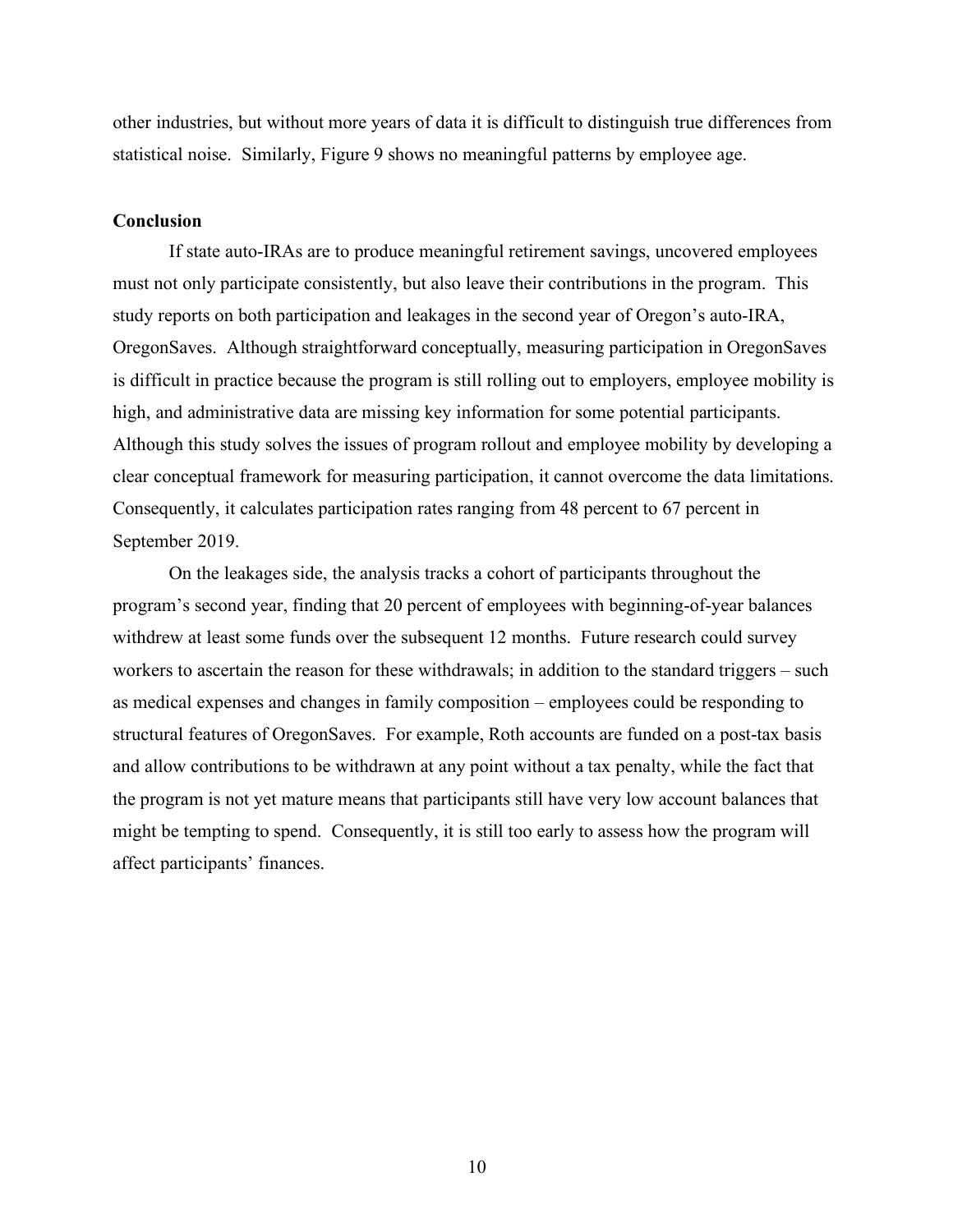other industries, but without more years of data it is difficult to distinguish true differences from statistical noise. Similarly, Figure 9 shows no meaningful patterns by employee age.

## Conclusion

If state auto-IRAs are to produce meaningful retirement savings, uncovered employees must not only participate consistently, but also leave their contributions in the program. This study reports on both participation and leakages in the second year of Oregon's auto-IRA, OregonSaves. Although straightforward conceptually, measuring participation in OregonSaves is difficult in practice because the program is still rolling out to employers, employee mobility is high, and administrative data are missing key information for some potential participants. Although this study solves the issues of program rollout and employee mobility by developing a clear conceptual framework for measuring participation, it cannot overcome the data limitations. Consequently, it calculates participation rates ranging from 48 percent to 67 percent in September 2019.

On the leakages side, the analysis tracks a cohort of participants throughout the program's second year, finding that 20 percent of employees with beginning-of-year balances withdrew at least some funds over the subsequent 12 months. Future research could survey workers to ascertain the reason for these withdrawals; in addition to the standard triggers – such as medical expenses and changes in family composition – employees could be responding to structural features of OregonSaves. For example, Roth accounts are funded on a post-tax basis and allow contributions to be withdrawn at any point without a tax penalty, while the fact that the program is not yet mature means that participants still have very low account balances that might be tempting to spend. Consequently, it is still too early to assess how the program will affect participants' finances.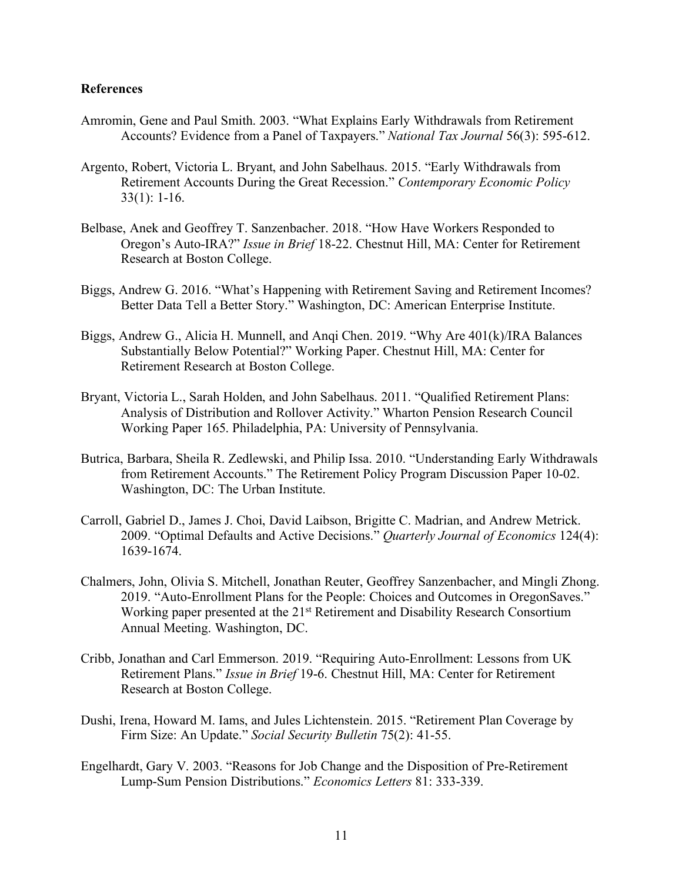**References**

Amromin, Gene and Paul Smith. 2003. "What Explains Early Withdrawals from Retirement Accounts? Evidence from a Panel of Taxpayers." *National Tax Journal* 56(3): 595-612.

Argento, Robert, Victoria L. Bryant, and John Sabelhaus. 2015. "Early Withdrawals from Retirement Accounts During the Great Recession." *Contemporary Economic Policy* 33(1): 1-16.

Belbase, Anek and Geoffrey T. Sanzenbacher. 2018. "How Have Workers Responded to Oregon's Auto-IRA?" *Issue in Brief* 18-22. Chestnut Hill, MA: Center for Retirement Research at Boston College.

Biggs, Andrew G. 2016. "What's Happening with Retirement Saving and Retirement Incomes? Better Data Tell a Better Story." Washington, DC: American Enterprise Institute.

Biggs, Andrew G., Alicia H. Munnell, and Anqi Chen. 2019. "Why Are 401(k)/IRA Balances Substantially Below Potential?" Working Paper. Chestnut Hill, MA: Center for Retirement Research at Boston College.

Bryant, Victoria L., Sarah Holden, and John Sabelhaus. 2011. "Qualified Retirement Plans: Analysis of Distribution and Rollover Activity." Wharton Pension Research Council Working Paper 165. Philadelphia, PA: University of Pennsylvania.

Butrica, Barbara, Sheila R. Zedlewski, and Philip Issa. 2010. "Understanding Early Withdrawals from Retirement Accounts." The Retirement Policy Program Discussion Paper 10-02. Washington, DC: The Urban Institute.

Carroll, Gabriel D., James J. Choi, David Laibson, Brigitte C. Madrian, and Andrew Metrick. 2009. "Optimal Defaults and Active Decisions." *Quarterly Journal of Economics* 124(4): 1639-1674.

Chalmers, John, Olivia S. Mitchell, Jonathan Reuter, Geoffrey Sanzenbacher, and Mingli Zhong. 2019. "Auto-Enrollment Plans for the People: Choices and Outcomes in OregonSaves." Working paper presented at the 21st Retirement and Disability Research Consortium Annual Meeting. Washington, DC.

Cribb, Jonathan and Carl Emmerson. 2019. "Requiring Auto-Enrollment: Lessons from UK Retirement Plans." *Issue in Brief* 19-6. Chestnut Hill, MA: Center for Retirement Research at Boston College.

Dushi, Irena, Howard M. Iams, and Jules Lichtenstein. 2015. "Retirement Plan Coverage by Firm Size: An Update." *Social Security Bulletin* 75(2): 41-55.

Engelhardt, Gary V. 2003. "Reasons for Job Change and the Disposition of Pre-Retirement Lump-Sum Pension Distributions." *Economics Letters* 81: 333-339.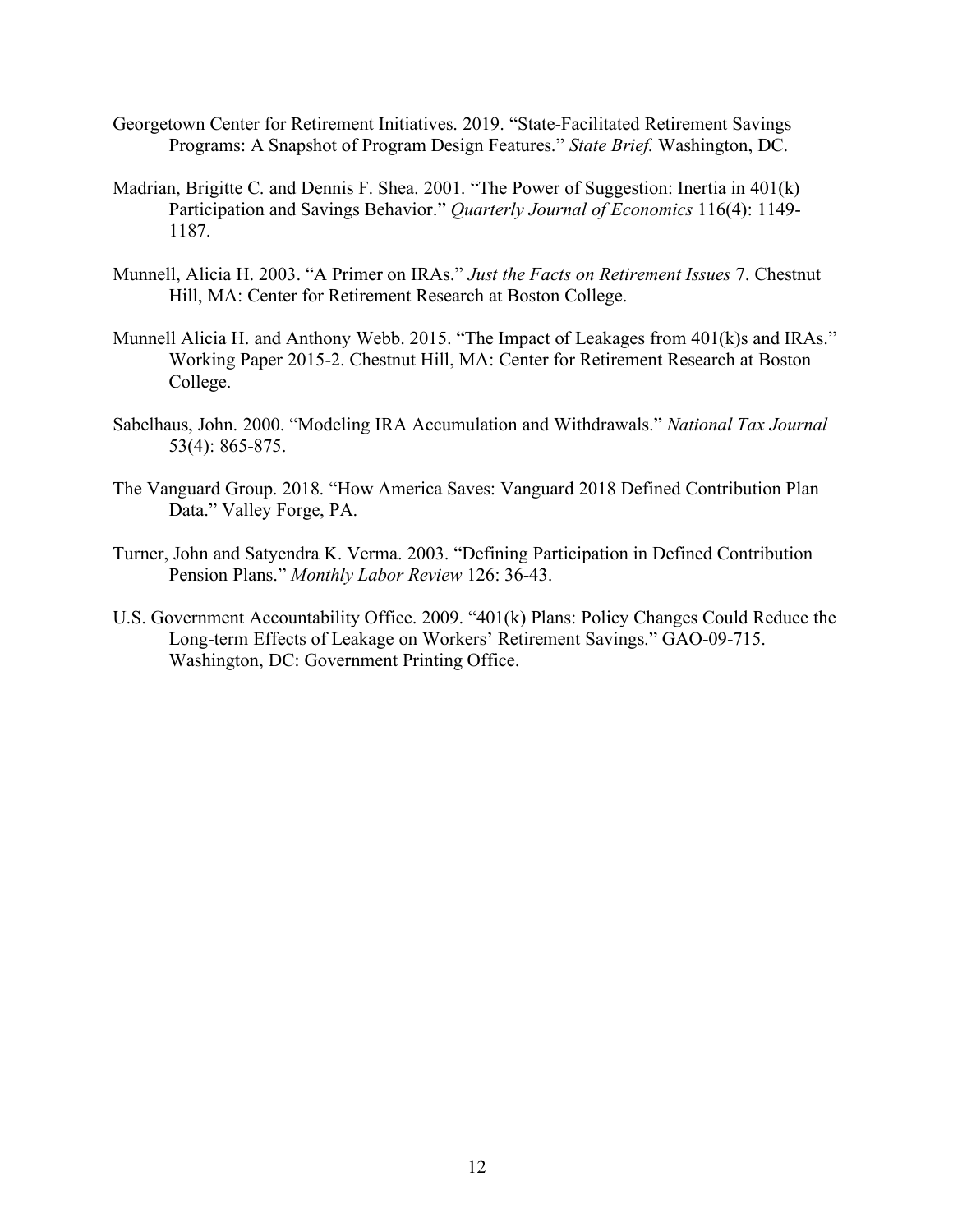Georgetown Center for Retirement Initiatives. 2019. "State-Facilitated Retirement Savings Programs: A Snapshot of Program Design Features." *State Brief.* Washington, DC.

Madrian, Brigitte C. and Dennis F. Shea. 2001. "The Power of Suggestion: Inertia in 401(k) Participation and Savings Behavior." *Quarterly Journal of Economics* 116(4): 1149-1187.

Munnell, Alicia H. 2003. "A Primer on IRAs." *Just the Facts on Retirement Issues* 7. Chestnut Hill, MA: Center for Retirement Research at Boston College.

Munnell Alicia H. and Anthony Webb. 2015. "The Impact of Leakages from 401(k)s and IRAs." Working Paper 2015-2. Chestnut Hill, MA: Center for Retirement Research at Boston College.

Sabelhaus, John. 2000. "Modeling IRA Accumulation and Withdrawals." *National Tax Journal* 53(4): 865-875.

The Vanguard Group. 2018. "How America Saves: Vanguard 2018 Defined Contribution Plan Data." Valley Forge, PA.

Turner, John and Satyendra K. Verma. 2003. "Defining Participation in Defined Contribution Pension Plans." *Monthly Labor Review* 126: 36-43.

U.S. Government Accountability Office. 2009. "401(k) Plans: Policy Changes Could Reduce the Long-term Effects of Leakage on Workers' Retirement Savings." GAO-09-715. Washington, DC: Government Printing Office.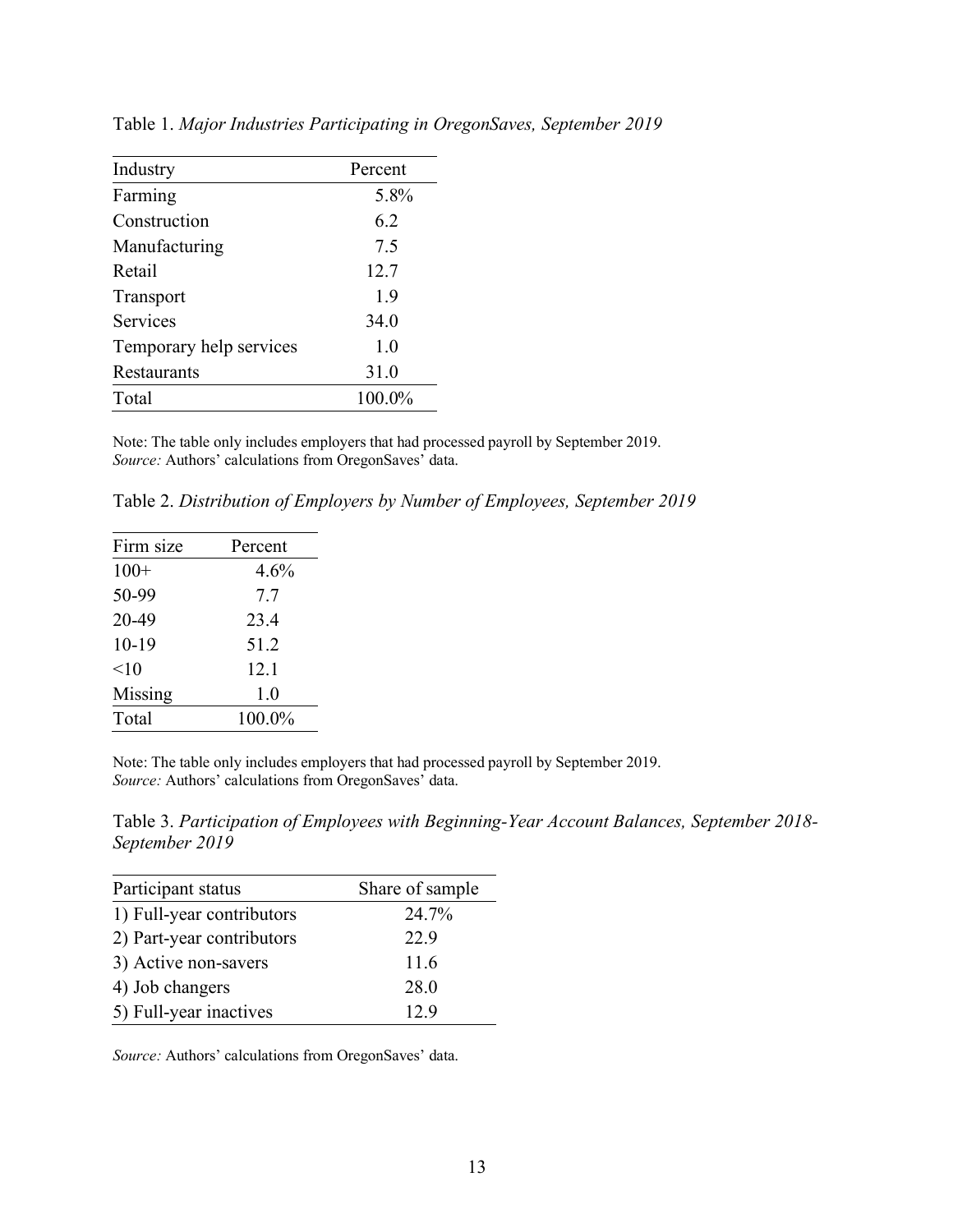Table 1. *Major Industries Participating in OregonSaves, September 2019*

| Industry | Percent |
|---|---|
| Farming | 5.8% |
| Construction | 6.2 |
| Manufacturing | 7.5 |
| Retail | 12.7 |
| Transport | 1.9 |
| Services | 34.0 |
| Temporary help services | 1.0 |
| Restaurants | 31.0 |
| Total | 100.0% |

Note: The table only includes employers that had processed payroll by September 2019.
*Source:* Authors' calculations from OregonSaves' data.

Table 2. *Distribution of Employers by Number of Employees, September 2019*

| Firm size | Percent |
|---|---|
| 100+ | 4.6% |
| 50-99 | 7.7 |
| 20-49 | 23.4 |
| 10-19 | 51.2 |
| <10 | 12.1 |
| Missing | 1.0 |
| Total | 100.0% |

Note: The table only includes employers that had processed payroll by September 2019.
*Source:* Authors' calculations from OregonSaves' data.

Table 3. *Participation of Employees with Beginning-Year Account Balances, September 2018-September 2019*

| Participant status | Share of sample |
|---|---|
| 1) Full-year contributors | 24.7% |
| 2) Part-year contributors | 22.9 |
| 3) Active non-savers | 11.6 |
| 4) Job changers | 28.0 |
| 5) Full-year inactives | 12.9 |

*Source:* Authors' calculations from OregonSaves' data.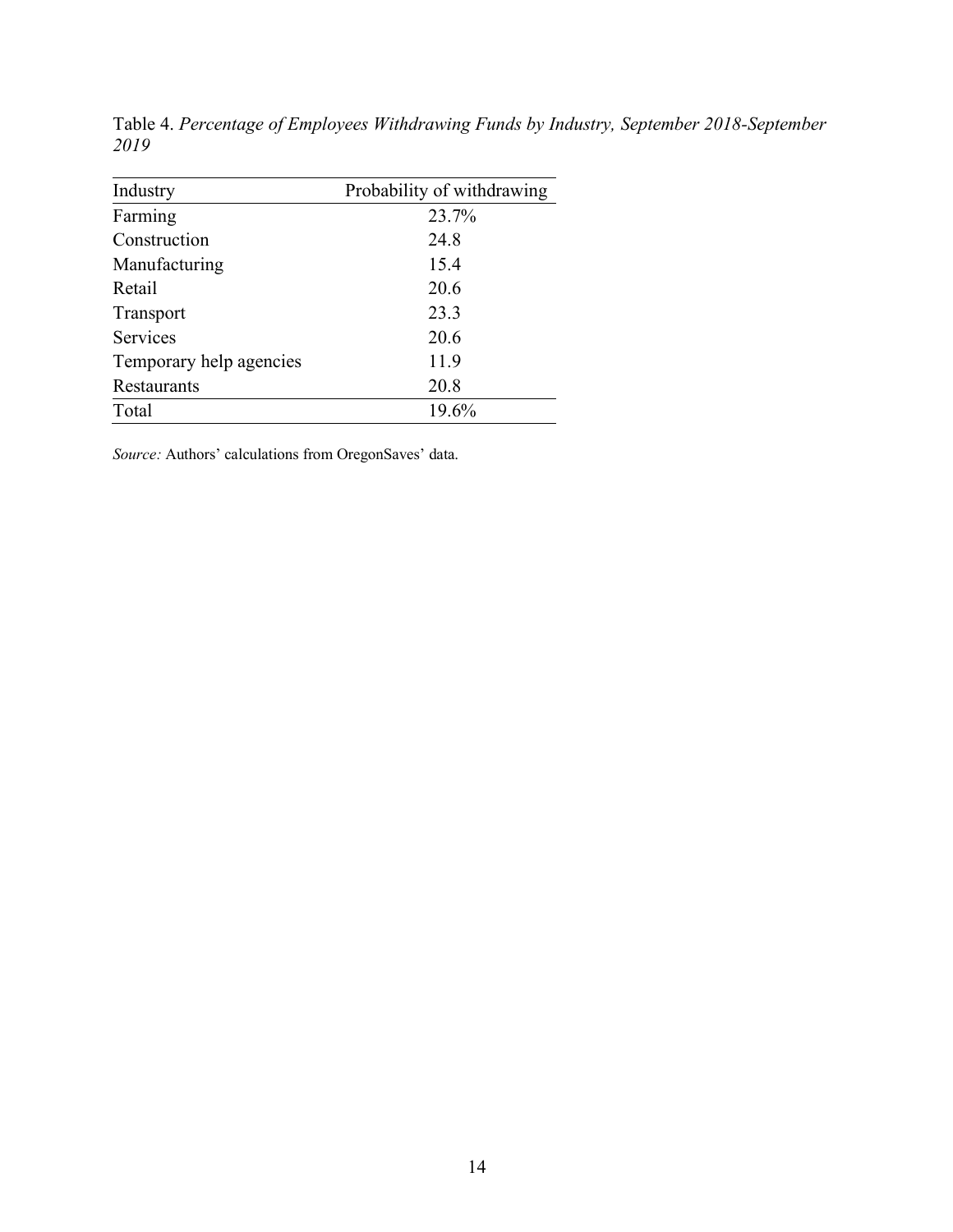Table 4. *Percentage of Employees Withdrawing Funds by Industry, September 2018-September 2019*

| Industry | Probability of withdrawing |
|---|---|
| Farming | 23.7% |
| Construction | 24.8 |
| Manufacturing | 15.4 |
| Retail | 20.6 |
| Transport | 23.3 |
| Services | 20.6 |
| Temporary help agencies | 11.9 |
| Restaurants | 20.8 |
| Total | 19.6% |

*Source:* Authors' calculations from OregonSaves' data.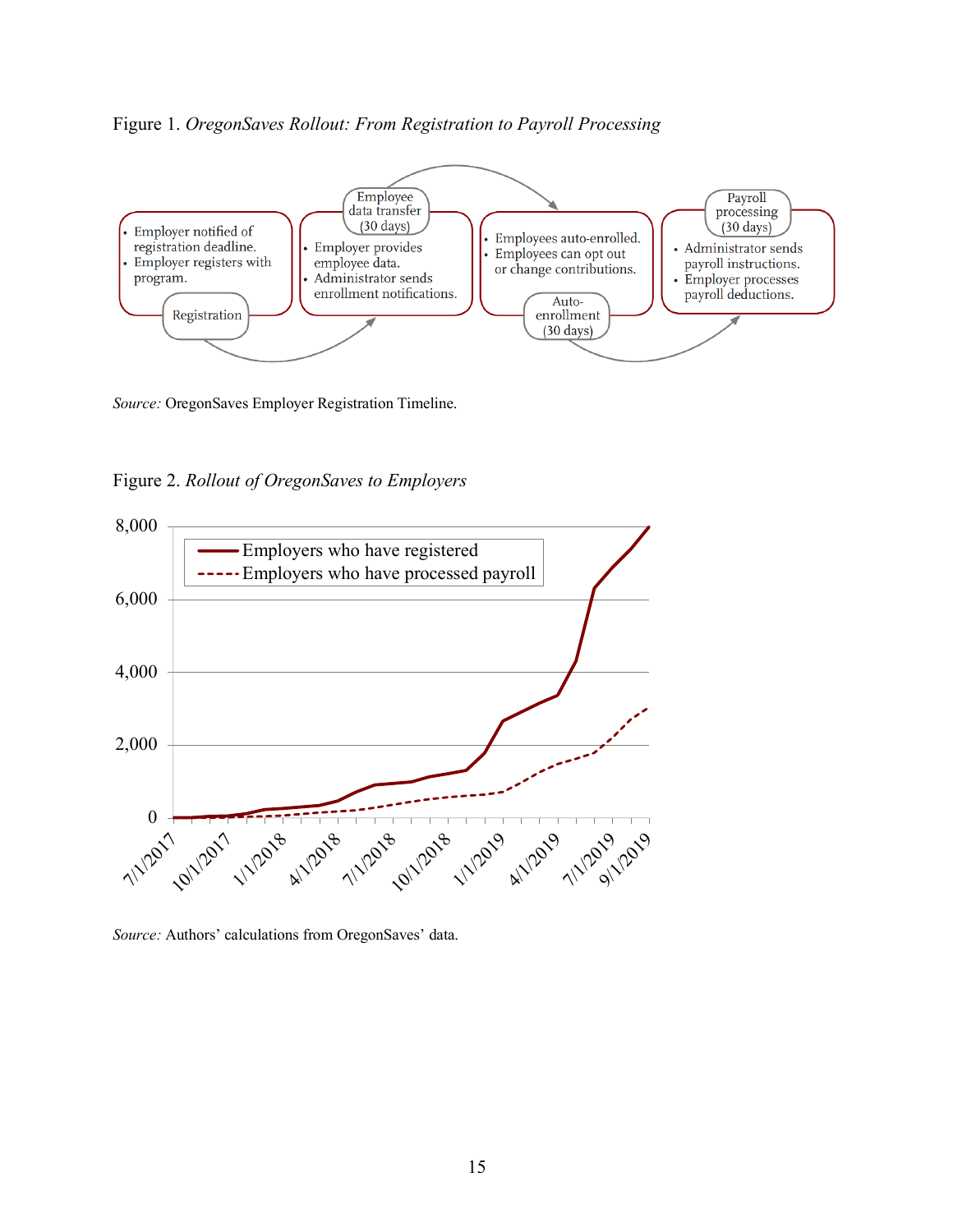Figure 1. *OregonSaves Rollout: From Registration to Payroll Processing*

Registration
- Employer notified of registration deadline.
- Employer registers with program.

Employee data transfer (30 days)
- Employer provides employee data.
- Administrator sends enrollment notifications.

Auto-enrollment (30 days)
- Employees auto-enrolled.
- Employees can opt out or change contributions.

Payroll processing (30 days)
- Administrator sends payroll instructions.
- Employer processes payroll deductions.

*Source:* OregonSaves Employer Registration Timeline.

Figure 2. *Rollout of OregonSaves to Employers*

*Source:* Authors' calculations from OregonSaves' data.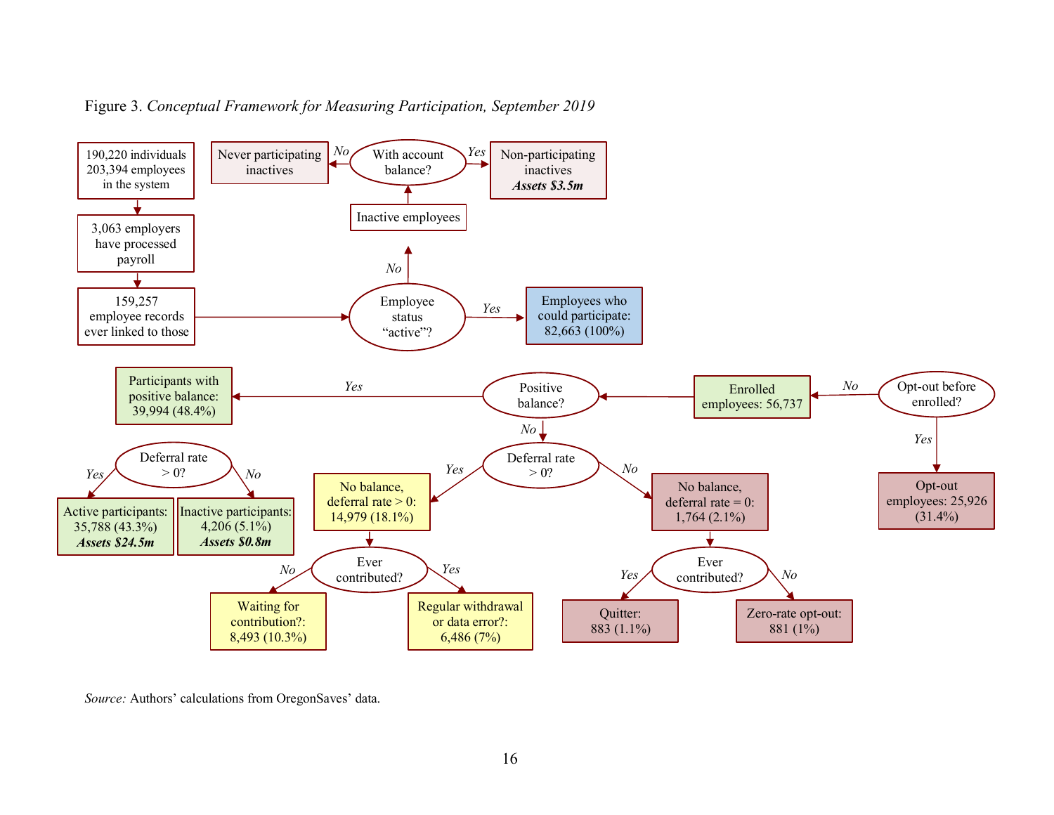Figure 3. *Conceptual Framework for Measuring Participation, September 2019*

190,220 individuals
203,394 employees
in the system

3,063 employers have processed payroll

159,257 employee records ever linked to those

Employee status "active"?

*No* → Inactive employees → With account balance?
- *No* → Never participating inactives
- *Yes* → Non-participating inactives ***Assets $3.5m***

*Yes* → Employees who could participate: 82,663 (100%)

Opt-out before enrolled?
- *Yes* → Opt-out employees: 25,926 (31.4%)
- *No* → Enrolled employees: 56,737

Positive balance?
- *Yes* → Participants with positive balance: 39,994 (48.4%)
  - Deferral rate > 0?
    - *Yes* → Active participants: 35,788 (43.3%) ***Assets $24.5m***
    - *No* → Inactive participants: 4,206 (5.1%) ***Assets $0.8m***
- *No* → Deferral rate > 0?
  - *Yes* → No balance, deferral rate > 0: 14,979 (18.1%)
    - Ever contributed?
      - *No* → Waiting for contribution?: 8,493 (10.3%)
      - *Yes* → Regular withdrawal or data error?: 6,486 (7%)
  - *No* → No balance, deferral rate = 0: 1,764 (2.1%)
    - Ever contributed?
      - *Yes* → Quitter: 883 (1.1%)
      - *No* → Zero-rate opt-out: 881 (1%)

*Source:* Authors' calculations from OregonSaves' data.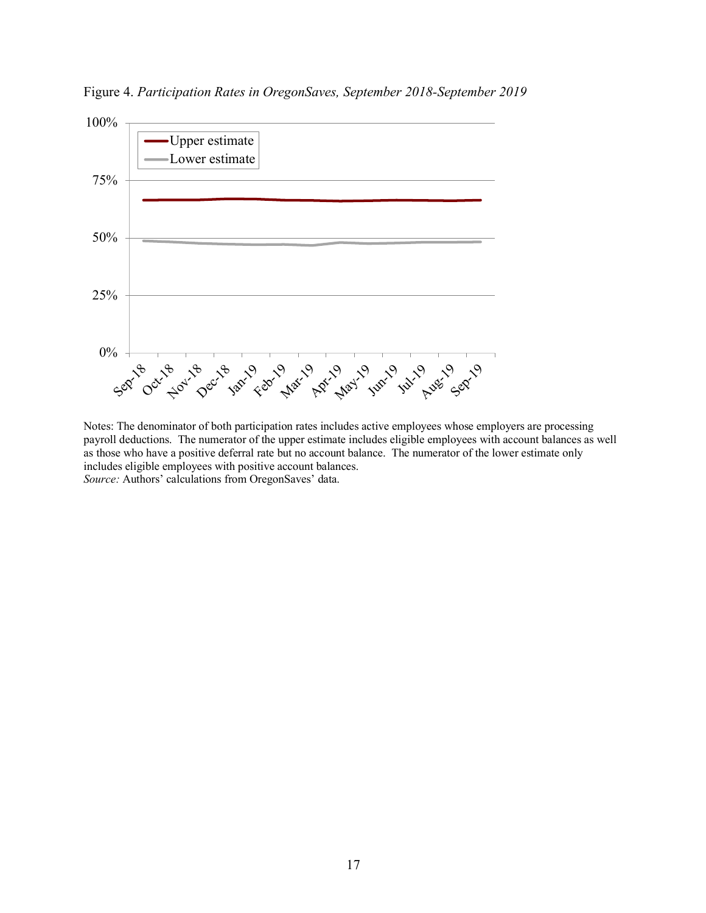Figure 4. *Participation Rates in OregonSaves, September 2018-September 2019*

Notes: The denominator of both participation rates includes active employees whose employers are processing payroll deductions. The numerator of the upper estimate includes eligible employees with account balances as well as those who have a positive deferral rate but no account balance. The numerator of the lower estimate only includes eligible employees with positive account balances.
*Source:* Authors' calculations from OregonSaves' data.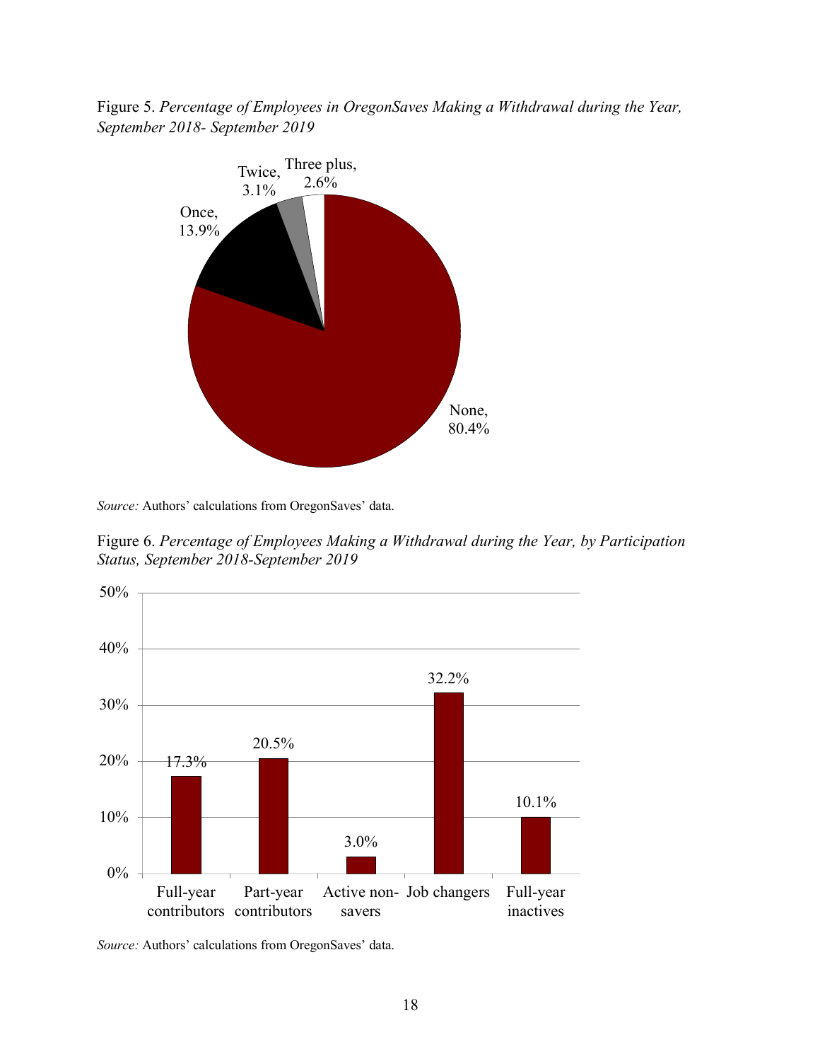Figure 5. *Percentage of Employees in OregonSaves Making a Withdrawal during the Year, September 2018- September 2019*

| Category | Percentage |
|---|---|
| None | 80.4% |
| Once | 13.9% |
| Twice | 3.1% |
| Three plus | 2.6% |

*Source:* Authors' calculations from OregonSaves' data.

Figure 6. *Percentage of Employees Making a Withdrawal during the Year, by Participation Status, September 2018-September 2019*

| Participation status | Percentage |
|---|---|
| Full-year contributors | 17.3% |
| Part-year contributors | 20.5% |
| Active non-savers | 3.0% |
| Job changers | 32.2% |
| Full-year inactives | 10.1% |

*Source:* Authors' calculations from OregonSaves' data.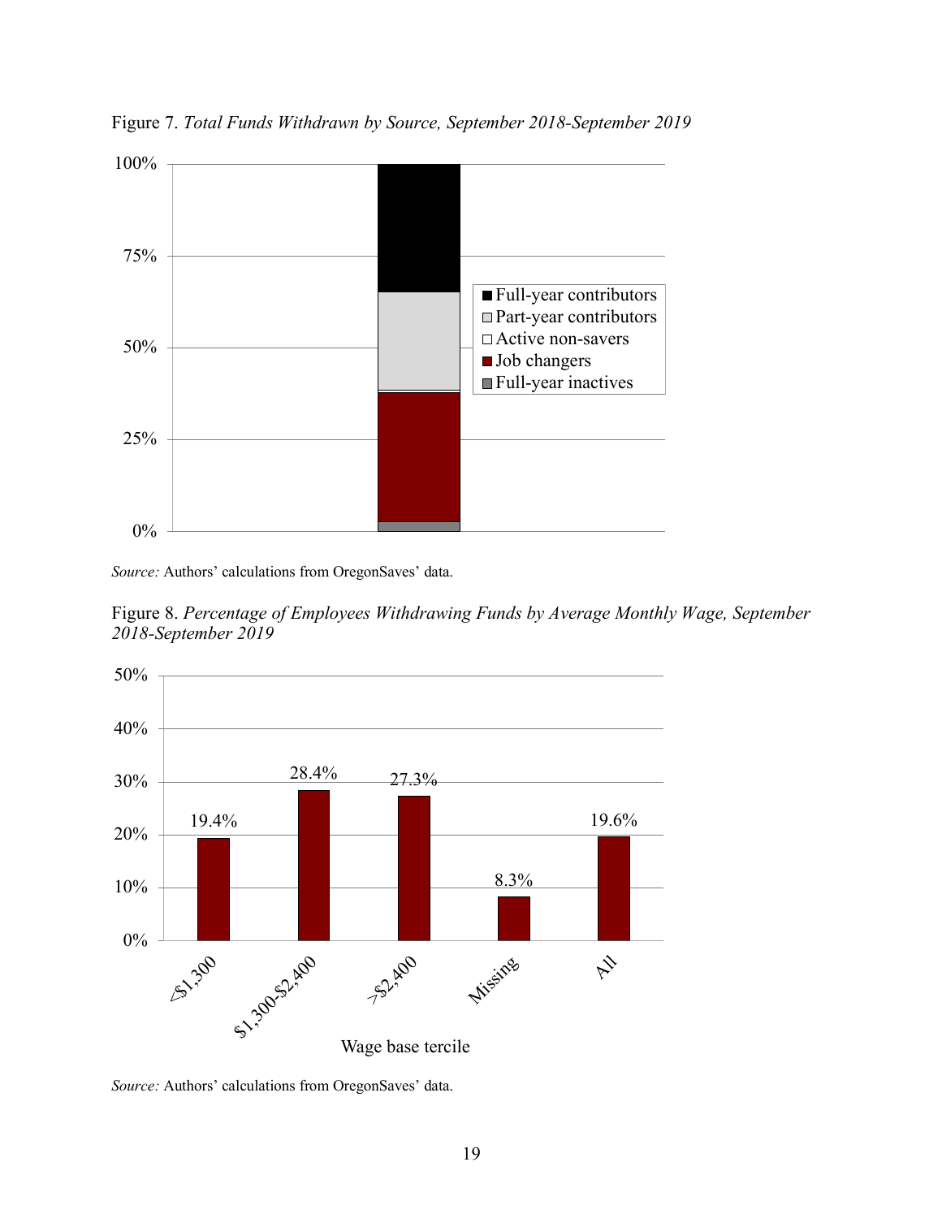Figure 7. *Total Funds Withdrawn by Source, September 2018-September 2019*

*Source:* Authors' calculations from OregonSaves' data.

Figure 8. *Percentage of Employees Withdrawing Funds by Average Monthly Wage, September 2018-September 2019*

*Source:* Authors' calculations from OregonSaves' data.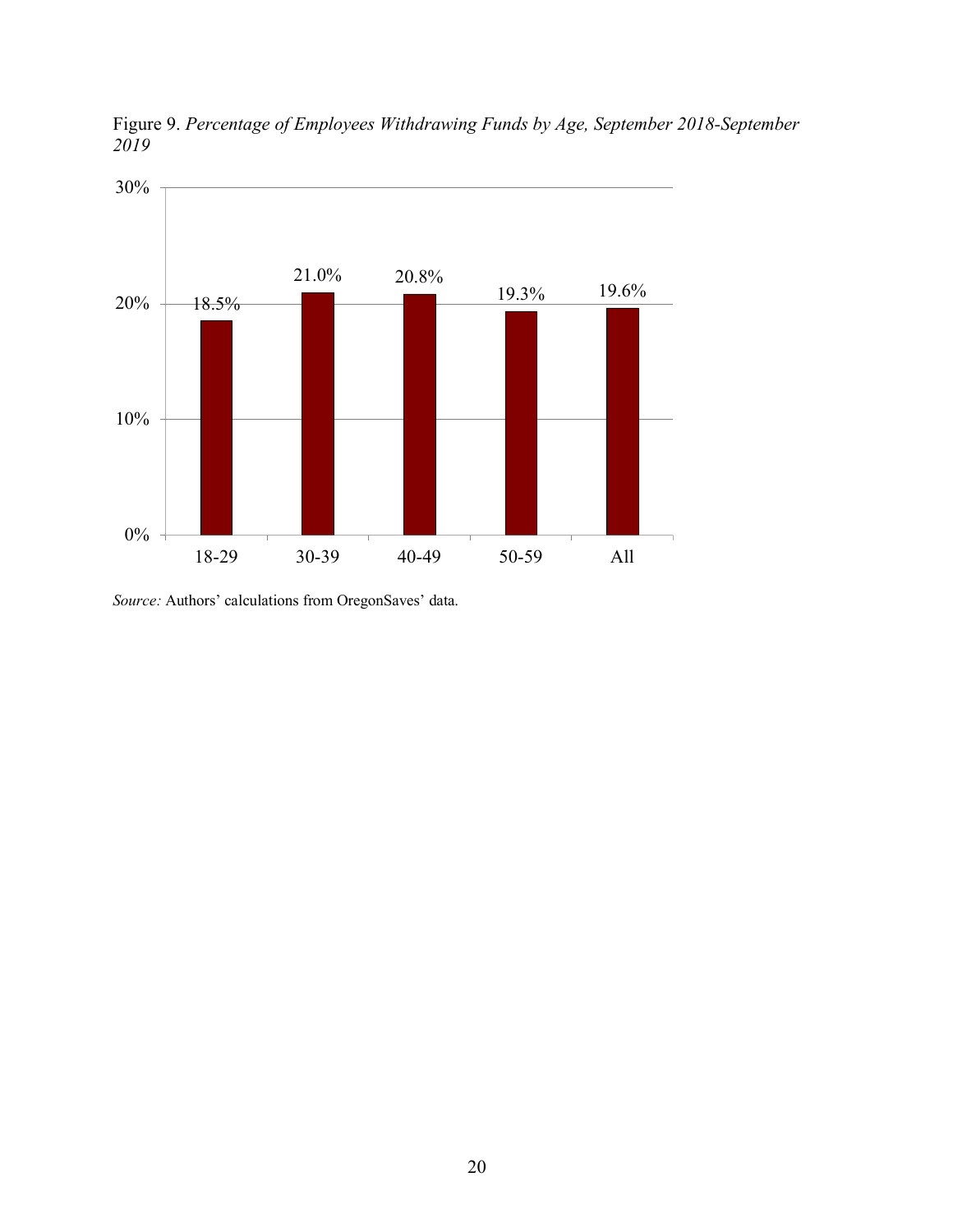Figure 9. *Percentage of Employees Withdrawing Funds by Age, September 2018-September 2019*

| Age | Percentage |
|---|---|
| 18-29 | 18.5% |
| 30-39 | 21.0% |
| 40-49 | 20.8% |
| 50-59 | 19.3% |
| All | 19.6% |

*Source:* Authors' calculations from OregonSaves' data.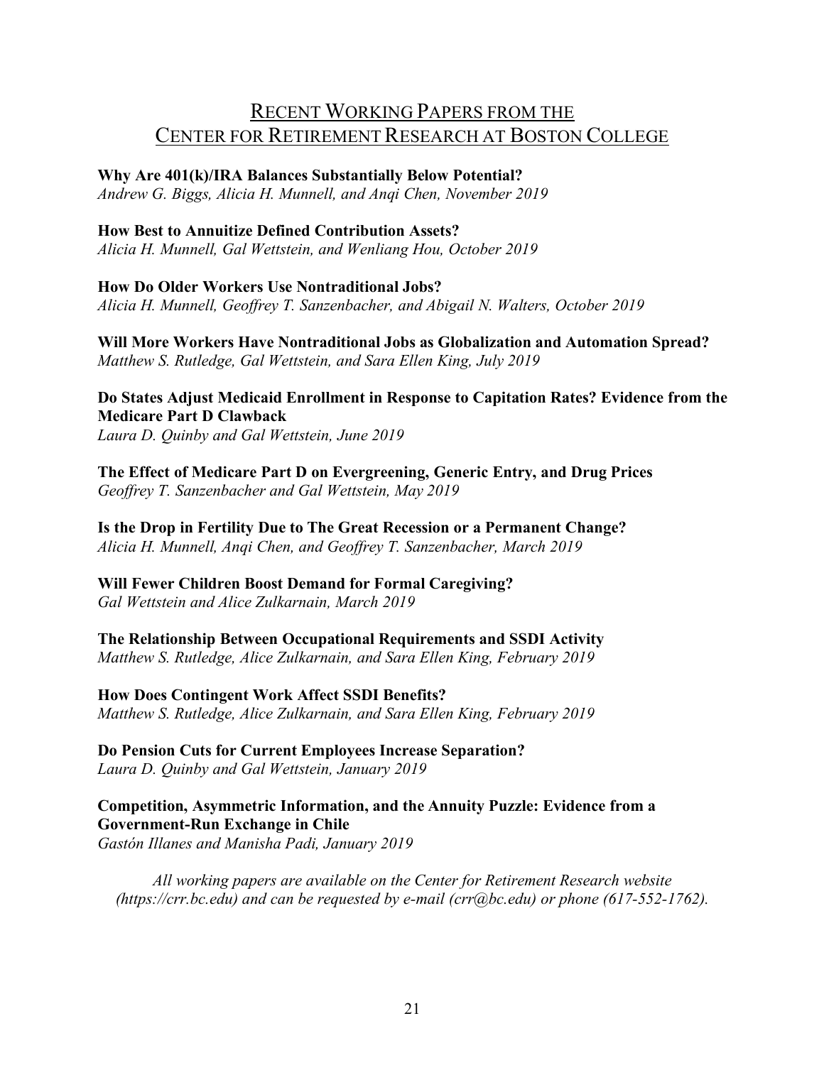## RECENT WORKING PAPERS FROM THE CENTER FOR RETIREMENT RESEARCH AT BOSTON COLLEGE

**Why Are 401(k)/IRA Balances Substantially Below Potential?**
*Andrew G. Biggs, Alicia H. Munnell, and Anqi Chen, November 2019*

**How Best to Annuitize Defined Contribution Assets?**
*Alicia H. Munnell, Gal Wettstein, and Wenliang Hou, October 2019*

**How Do Older Workers Use Nontraditional Jobs?**
*Alicia H. Munnell, Geoffrey T. Sanzenbacher, and Abigail N. Walters, October 2019*

**Will More Workers Have Nontraditional Jobs as Globalization and Automation Spread?**
*Matthew S. Rutledge, Gal Wettstein, and Sara Ellen King, July 2019*

**Do States Adjust Medicaid Enrollment in Response to Capitation Rates? Evidence from the Medicare Part D Clawback**
*Laura D. Quinby and Gal Wettstein, June 2019*

**The Effect of Medicare Part D on Evergreening, Generic Entry, and Drug Prices**
*Geoffrey T. Sanzenbacher and Gal Wettstein, May 2019*

**Is the Drop in Fertility Due to The Great Recession or a Permanent Change?**
*Alicia H. Munnell, Anqi Chen, and Geoffrey T. Sanzenbacher, March 2019*

**Will Fewer Children Boost Demand for Formal Caregiving?**
*Gal Wettstein and Alice Zulkarnain, March 2019*

**The Relationship Between Occupational Requirements and SSDI Activity**
*Matthew S. Rutledge, Alice Zulkarnain, and Sara Ellen King, February 2019*

**How Does Contingent Work Affect SSDI Benefits?**
*Matthew S. Rutledge, Alice Zulkarnain, and Sara Ellen King, February 2019*

**Do Pension Cuts for Current Employees Increase Separation?**
*Laura D. Quinby and Gal Wettstein, January 2019*

**Competition, Asymmetric Information, and the Annuity Puzzle: Evidence from a Government-Run Exchange in Chile**
*Gastón Illanes and Manisha Padi, January 2019*

*All working papers are available on the Center for Retirement Research website (https://crr.bc.edu) and can be requested by e-mail (crr@bc.edu) or phone (617-552-1762).*